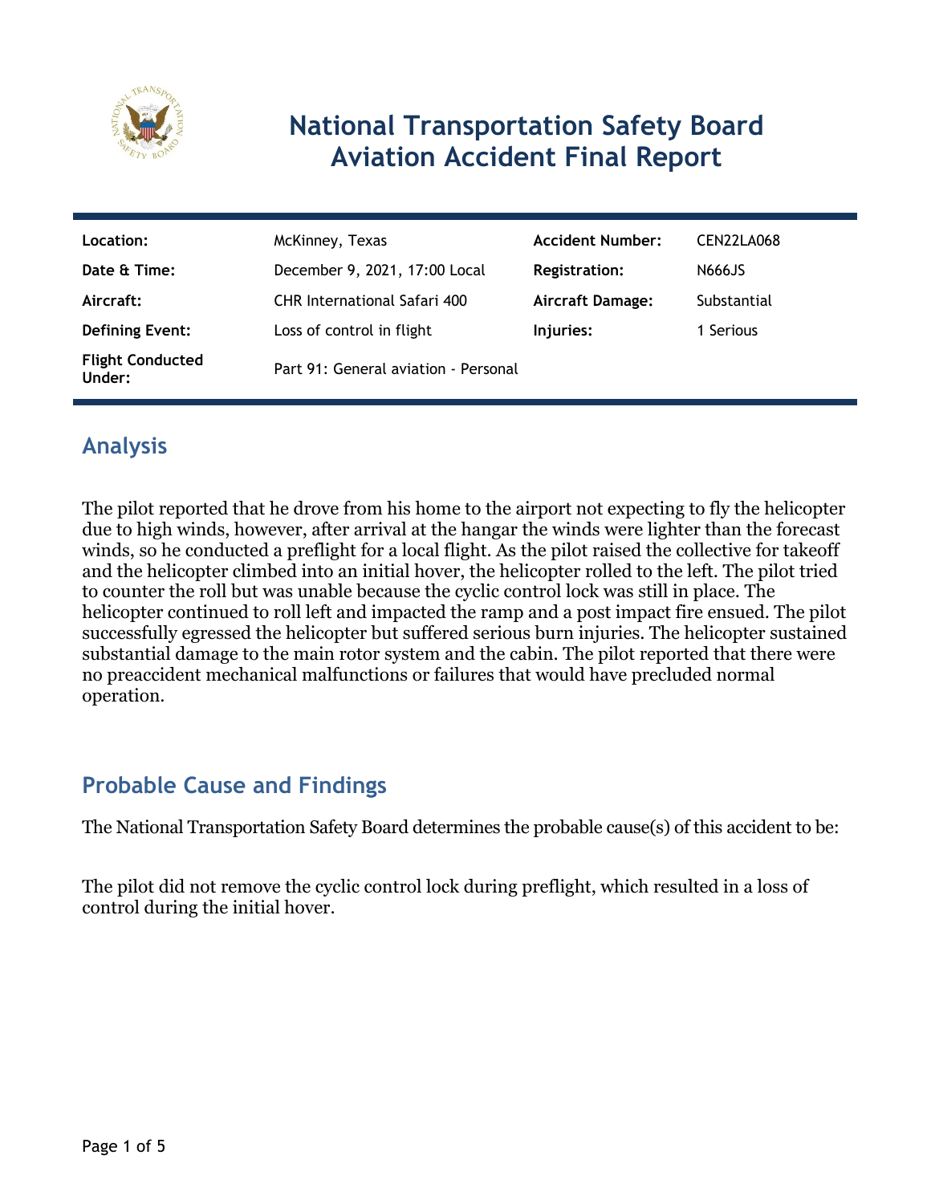# National Transportation Safety Board Aviation Accident Final Report

| Location: | McKinney, Texas | Accident Number: | CEN22LA068 |
|---|---|---|---|
| Date & Time: | December 9, 2021, 17:00 Local | Registration: | N666JS |
| Aircraft: | CHR International Safari 400 | Aircraft Damage: | Substantial |
| Defining Event: | Loss of control in flight | Injuries: | 1 Serious |
| Flight Conducted Under: | Part 91: General aviation - Personal | | |

## Analysis

The pilot reported that he drove from his home to the airport not expecting to fly the helicopter due to high winds, however, after arrival at the hangar the winds were lighter than the forecast winds, so he conducted a preflight for a local flight. As the pilot raised the collective for takeoff and the helicopter climbed into an initial hover, the helicopter rolled to the left. The pilot tried to counter the roll but was unable because the cyclic control lock was still in place. The helicopter continued to roll left and impacted the ramp and a post impact fire ensued. The pilot successfully egressed the helicopter but suffered serious burn injuries. The helicopter sustained substantial damage to the main rotor system and the cabin. The pilot reported that there were no preaccident mechanical malfunctions or failures that would have precluded normal operation.

## Probable Cause and Findings

The National Transportation Safety Board determines the probable cause(s) of this accident to be:

The pilot did not remove the cyclic control lock during preflight, which resulted in a loss of control during the initial hover.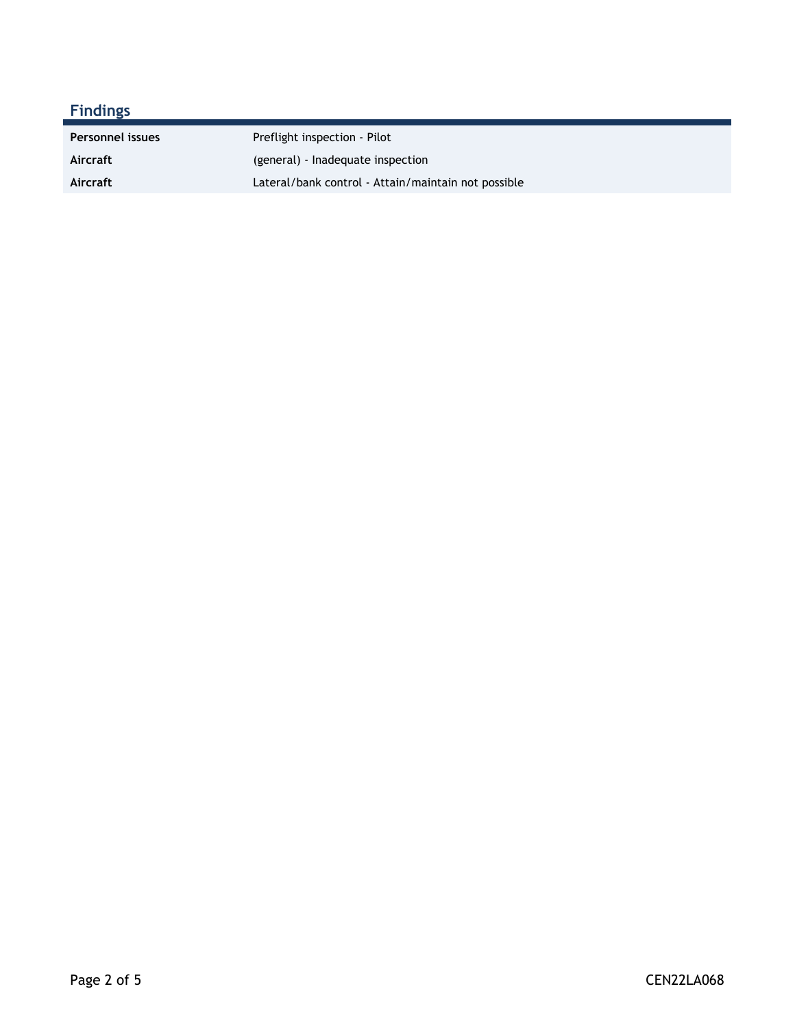## Findings

| | |
|---|---|
| **Personnel issues** | Preflight inspection - Pilot |
| **Aircraft** | (general) - Inadequate inspection |
| **Aircraft** | Lateral/bank control - Attain/maintain not possible |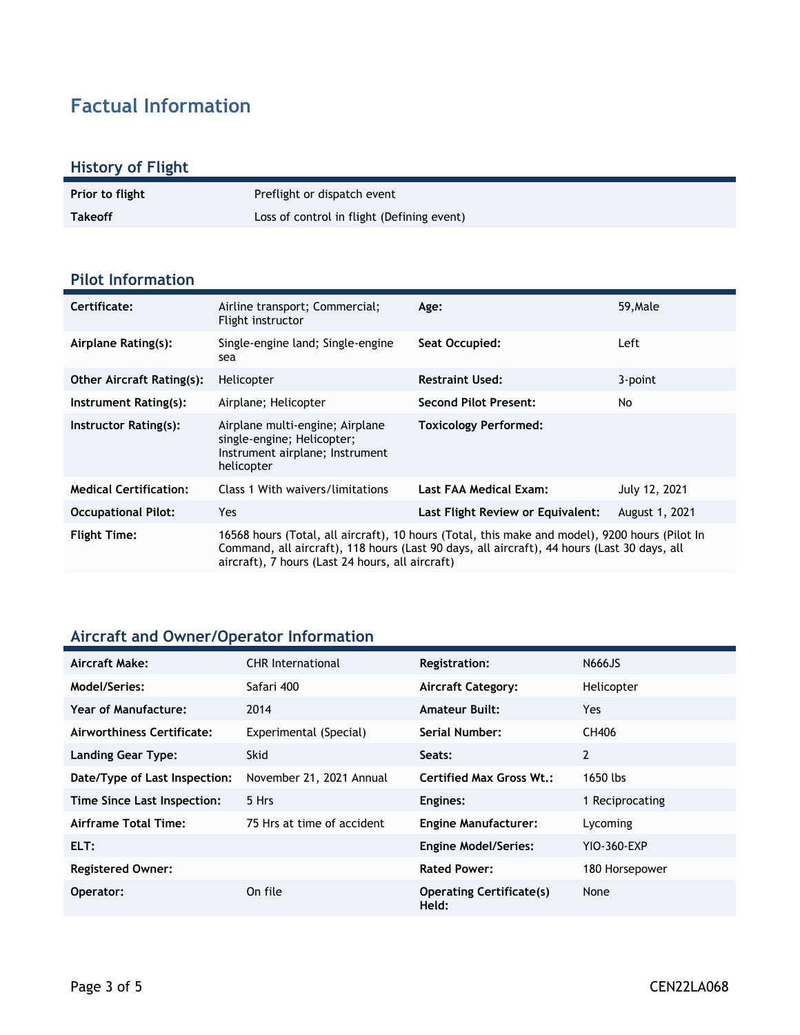# Factual Information

## History of Flight

| | |
|---|---|
| **Prior to flight** | Preflight or dispatch event |
| **Takeoff** | Loss of control in flight (Defining event) |

## Pilot Information

| | | | |
|---|---|---|---|
| **Certificate:** | Airline transport; Commercial; Flight instructor | **Age:** | 59,Male |
| **Airplane Rating(s):** | Single-engine land; Single-engine sea | **Seat Occupied:** | Left |
| **Other Aircraft Rating(s):** | Helicopter | **Restraint Used:** | 3-point |
| **Instrument Rating(s):** | Airplane; Helicopter | **Second Pilot Present:** | No |
| **Instructor Rating(s):** | Airplane multi-engine; Airplane single-engine; Helicopter; Instrument airplane; Instrument helicopter | **Toxicology Performed:** | |
| **Medical Certification:** | Class 1 With waivers/limitations | **Last FAA Medical Exam:** | July 12, 2021 |
| **Occupational Pilot:** | Yes | **Last Flight Review or Equivalent:** | August 1, 2021 |
| **Flight Time:** | 16568 hours (Total, all aircraft), 10 hours (Total, this make and model), 9200 hours (Pilot In Command, all aircraft), 118 hours (Last 90 days, all aircraft), 44 hours (Last 30 days, all aircraft), 7 hours (Last 24 hours, all aircraft) | | |

## Aircraft and Owner/Operator Information

| | | | |
|---|---|---|---|
| **Aircraft Make:** | CHR International | **Registration:** | N666JS |
| **Model/Series:** | Safari 400 | **Aircraft Category:** | Helicopter |
| **Year of Manufacture:** | 2014 | **Amateur Built:** | Yes |
| **Airworthiness Certificate:** | Experimental (Special) | **Serial Number:** | CH406 |
| **Landing Gear Type:** | Skid | **Seats:** | 2 |
| **Date/Type of Last Inspection:** | November 21, 2021 Annual | **Certified Max Gross Wt.:** | 1650 lbs |
| **Time Since Last Inspection:** | 5 Hrs | **Engines:** | 1 Reciprocating |
| **Airframe Total Time:** | 75 Hrs at time of accident | **Engine Manufacturer:** | Lycoming |
| **ELT:** | | **Engine Model/Series:** | YIO-360-EXP |
| **Registered Owner:** | | **Rated Power:** | 180 Horsepower |
| **Operator:** | On file | **Operating Certificate(s) Held:** | None |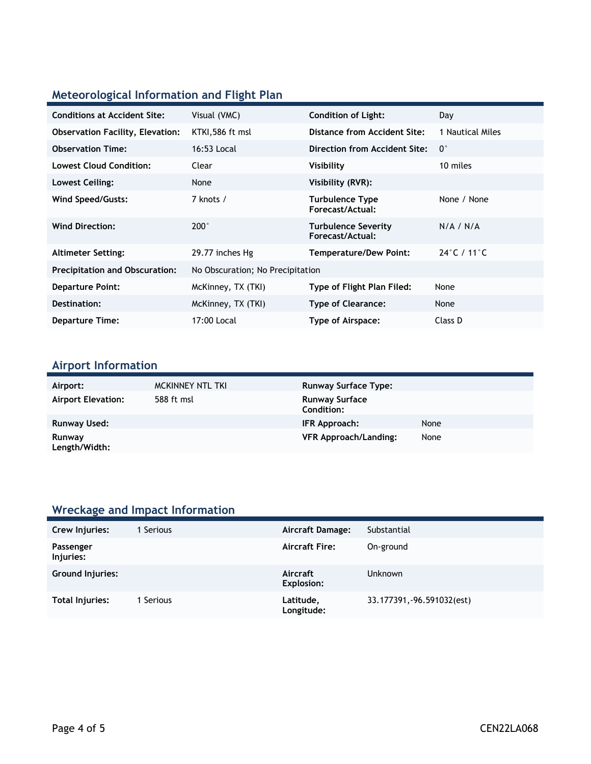## Meteorological Information and Flight Plan

| | | | |
|---|---|---|---|
| **Conditions at Accident Site:** | Visual (VMC) | **Condition of Light:** | Day |
| **Observation Facility, Elevation:** | KTKI,586 ft msl | **Distance from Accident Site:** | 1 Nautical Miles |
| **Observation Time:** | 16:53 Local | **Direction from Accident Site:** | 0° |
| **Lowest Cloud Condition:** | Clear | **Visibility** | 10 miles |
| **Lowest Ceiling:** | None | **Visibility (RVR):** | |
| **Wind Speed/Gusts:** | 7 knots / | **Turbulence Type Forecast/Actual:** | None / None |
| **Wind Direction:** | 200° | **Turbulence Severity Forecast/Actual:** | N/A / N/A |
| **Altimeter Setting:** | 29.77 inches Hg | **Temperature/Dew Point:** | 24°C / 11°C |
| **Precipitation and Obscuration:** | No Obscuration; No Precipitation | | |
| **Departure Point:** | McKinney, TX (TKI) | **Type of Flight Plan Filed:** | None |
| **Destination:** | McKinney, TX (TKI) | **Type of Clearance:** | None |
| **Departure Time:** | 17:00 Local | **Type of Airspace:** | Class D |

## Airport Information

| | | | |
|---|---|---|---|
| **Airport:** | MCKINNEY NTL TKI | **Runway Surface Type:** | |
| **Airport Elevation:** | 588 ft msl | **Runway Surface Condition:** | |
| **Runway Used:** | | **IFR Approach:** | None |
| **Runway Length/Width:** | | **VFR Approach/Landing:** | None |

## Wreckage and Impact Information

| | | | |
|---|---|---|---|
| **Crew Injuries:** | 1 Serious | **Aircraft Damage:** | Substantial |
| **Passenger Injuries:** | | **Aircraft Fire:** | On-ground |
| **Ground Injuries:** | | **Aircraft Explosion:** | Unknown |
| **Total Injuries:** | 1 Serious | **Latitude, Longitude:** | 33.177391,-96.591032(est) |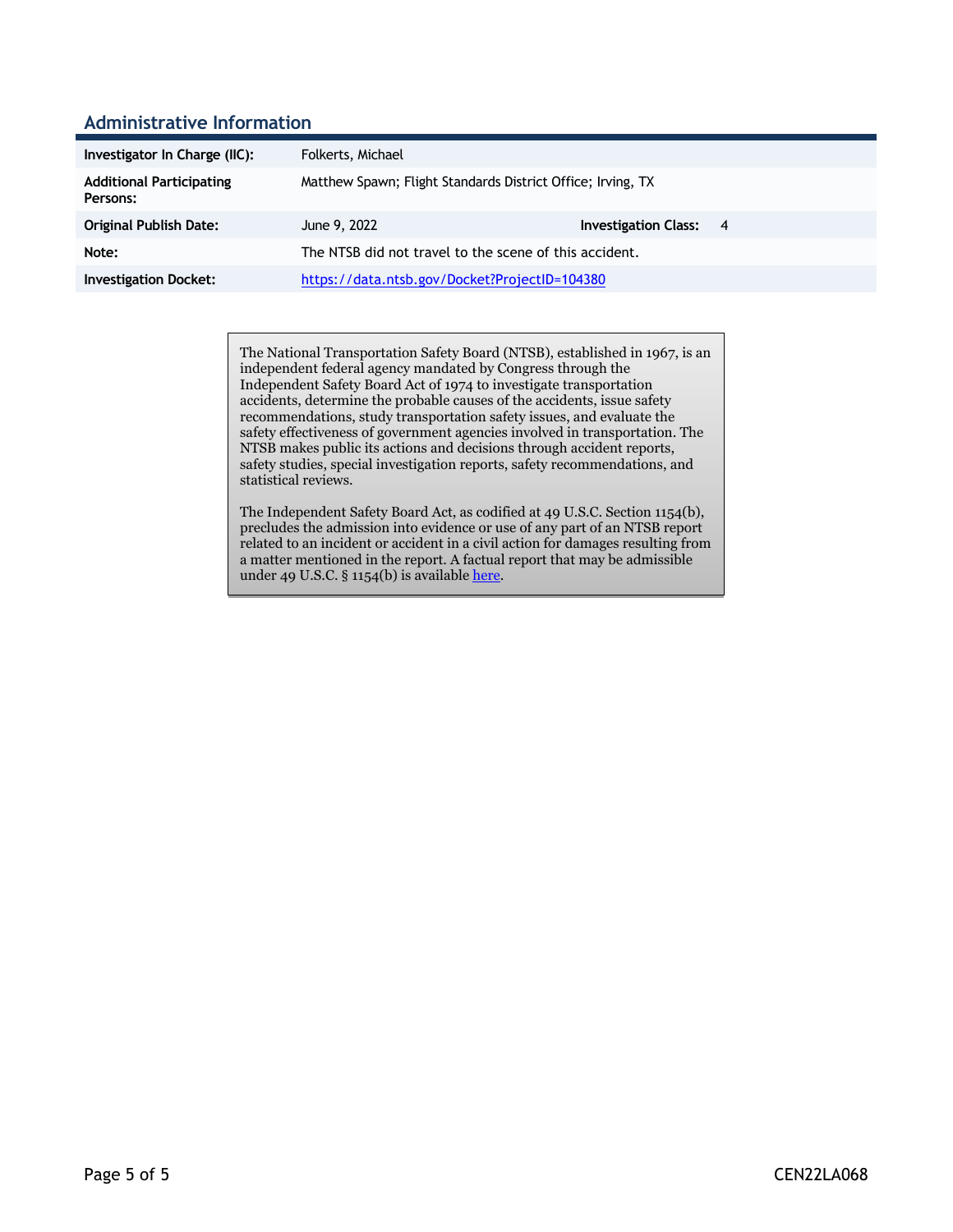## Administrative Information

| | | | |
|---|---|---|---|
| **Investigator In Charge (IIC):** | Folkerts, Michael | | |
| **Additional Participating Persons:** | Matthew Spawn; Flight Standards District Office; Irving, TX | | |
| **Original Publish Date:** | June 9, 2022 | **Investigation Class:** | 4 |
| **Note:** | The NTSB did not travel to the scene of this accident. | | |
| **Investigation Docket:** | https://data.ntsb.gov/Docket?ProjectID=104380 | | |

The National Transportation Safety Board (NTSB), established in 1967, is an independent federal agency mandated by Congress through the Independent Safety Board Act of 1974 to investigate transportation accidents, determine the probable causes of the accidents, issue safety recommendations, study transportation safety issues, and evaluate the safety effectiveness of government agencies involved in transportation. The NTSB makes public its actions and decisions through accident reports, safety studies, special investigation reports, safety recommendations, and statistical reviews.

The Independent Safety Board Act, as codified at 49 U.S.C. Section 1154(b), precludes the admission into evidence or use of any part of an NTSB report related to an incident or accident in a civil action for damages resulting from a matter mentioned in the report. A factual report that may be admissible under 49 U.S.C. § 1154(b) is available here.